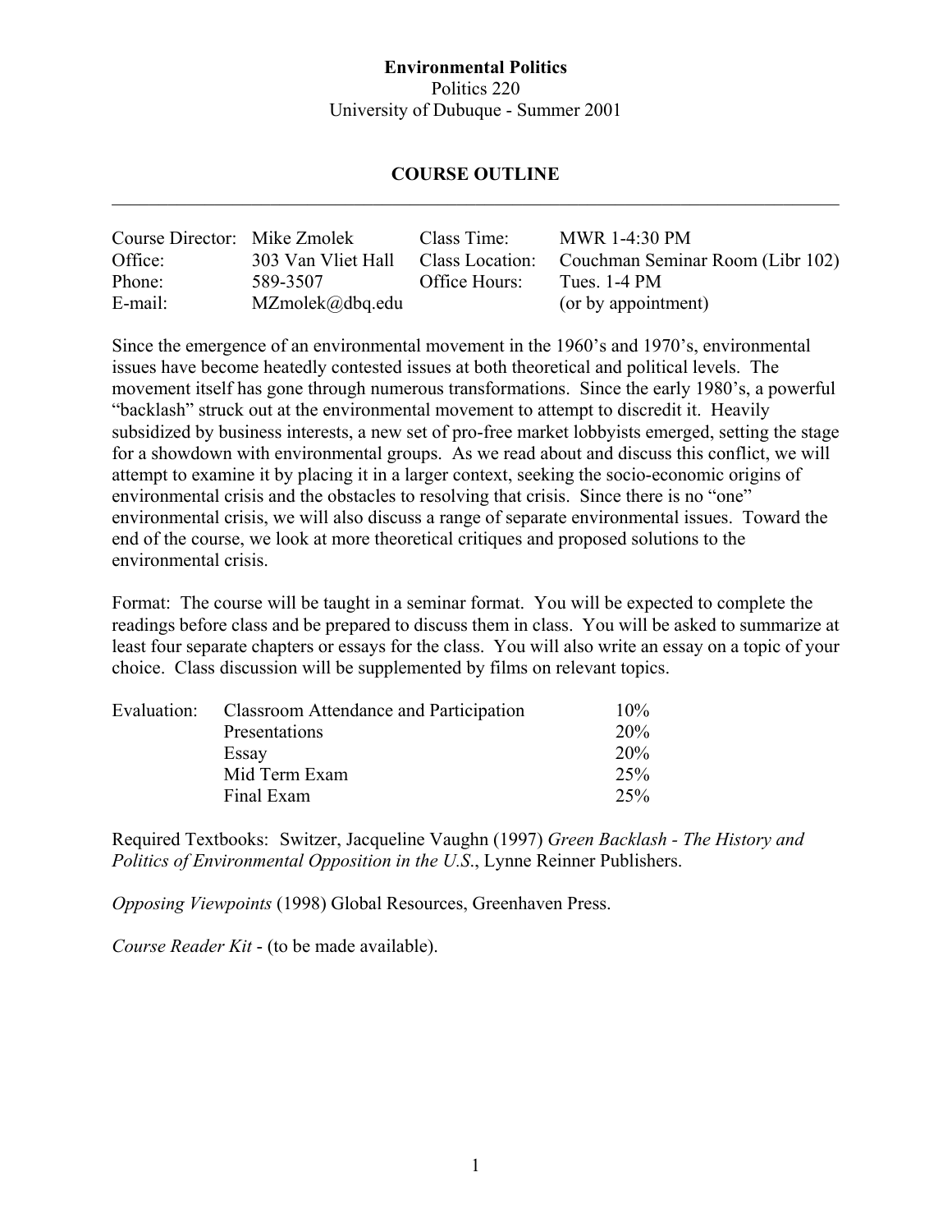**Environmental Politics**

Politics 220

University of Dubuque - Summer 2001

## COURSE OUTLINE

---

| | | | |
|---|---|---|---|
| Course Director: | Mike Zmolek | Class Time: | MWR 1-4:30 PM |
| Office: | 303 Van Vliet Hall | Class Location: | Couchman Seminar Room (Libr 102) |
| Phone: | 589-3507 | Office Hours: | Tues. 1-4 PM |
| E-mail: | MZmolek@dbq.edu | | (or by appointment) |

Since the emergence of an environmental movement in the 1960's and 1970's, environmental issues have become heatedly contested issues at both theoretical and political levels. The movement itself has gone through numerous transformations. Since the early 1980's, a powerful "backlash" struck out at the environmental movement to attempt to discredit it. Heavily subsidized by business interests, a new set of pro-free market lobbyists emerged, setting the stage for a showdown with environmental groups. As we read about and discuss this conflict, we will attempt to examine it by placing it in a larger context, seeking the socio-economic origins of environmental crisis and the obstacles to resolving that crisis. Since there is no "one" environmental crisis, we will also discuss a range of separate environmental issues. Toward the end of the course, we look at more theoretical critiques and proposed solutions to the environmental crisis.

Format: The course will be taught in a seminar format. You will be expected to complete the readings before class and be prepared to discuss them in class. You will be asked to summarize at least four separate chapters or essays for the class. You will also write an essay on a topic of your choice. Class discussion will be supplemented by films on relevant topics.

| | | |
|---|---|---|
| Evaluation: | Classroom Attendance and Participation | 10% |
| | Presentations | 20% |
| | Essay | 20% |
| | Mid Term Exam | 25% |
| | Final Exam | 25% |

Required Textbooks: Switzer, Jacqueline Vaughn (1997) *Green Backlash - The History and Politics of Environmental Opposition in the U.S.*, Lynne Reinner Publishers.

*Opposing Viewpoints* (1998) Global Resources, Greenhaven Press.

*Course Reader Kit* - (to be made available).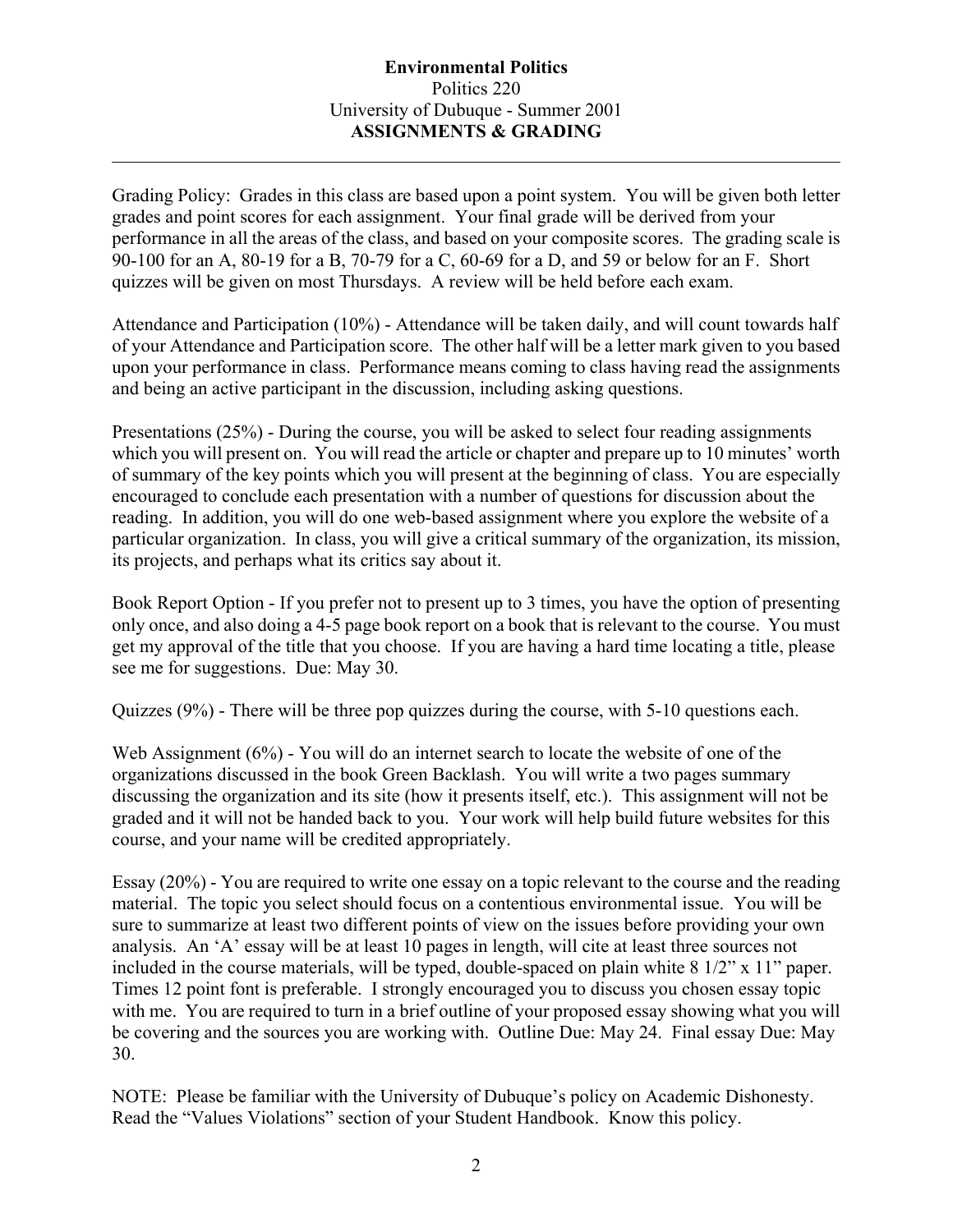**Environmental Politics**
Politics 220
University of Dubuque - Summer 2001
**ASSIGNMENTS & GRADING**

---

Grading Policy: Grades in this class are based upon a point system. You will be given both letter grades and point scores for each assignment. Your final grade will be derived from your performance in all the areas of the class, and based on your composite scores. The grading scale is 90-100 for an A, 80-19 for a B, 70-79 for a C, 60-69 for a D, and 59 or below for an F. Short quizzes will be given on most Thursdays. A review will be held before each exam.

Attendance and Participation (10%) - Attendance will be taken daily, and will count towards half of your Attendance and Participation score. The other half will be a letter mark given to you based upon your performance in class. Performance means coming to class having read the assignments and being an active participant in the discussion, including asking questions.

Presentations (25%) - During the course, you will be asked to select four reading assignments which you will present on. You will read the article or chapter and prepare up to 10 minutes' worth of summary of the key points which you will present at the beginning of class. You are especially encouraged to conclude each presentation with a number of questions for discussion about the reading. In addition, you will do one web-based assignment where you explore the website of a particular organization. In class, you will give a critical summary of the organization, its mission, its projects, and perhaps what its critics say about it.

Book Report Option - If you prefer not to present up to 3 times, you have the option of presenting only once, and also doing a 4-5 page book report on a book that is relevant to the course. You must get my approval of the title that you choose. If you are having a hard time locating a title, please see me for suggestions. Due: May 30.

Quizzes (9%) - There will be three pop quizzes during the course, with 5-10 questions each.

Web Assignment (6%) - You will do an internet search to locate the website of one of the organizations discussed in the book Green Backlash. You will write a two pages summary discussing the organization and its site (how it presents itself, etc.). This assignment will not be graded and it will not be handed back to you. Your work will help build future websites for this course, and your name will be credited appropriately.

Essay (20%) - You are required to write one essay on a topic relevant to the course and the reading material. The topic you select should focus on a contentious environmental issue. You will be sure to summarize at least two different points of view on the issues before providing your own analysis. An 'A' essay will be at least 10 pages in length, will cite at least three sources not included in the course materials, will be typed, double-spaced on plain white 8 1/2" x 11" paper. Times 12 point font is preferable. I strongly encouraged you to discuss you chosen essay topic with me. You are required to turn in a brief outline of your proposed essay showing what you will be covering and the sources you are working with. Outline Due: May 24. Final essay Due: May 30.

NOTE: Please be familiar with the University of Dubuque's policy on Academic Dishonesty. Read the "Values Violations" section of your Student Handbook. Know this policy.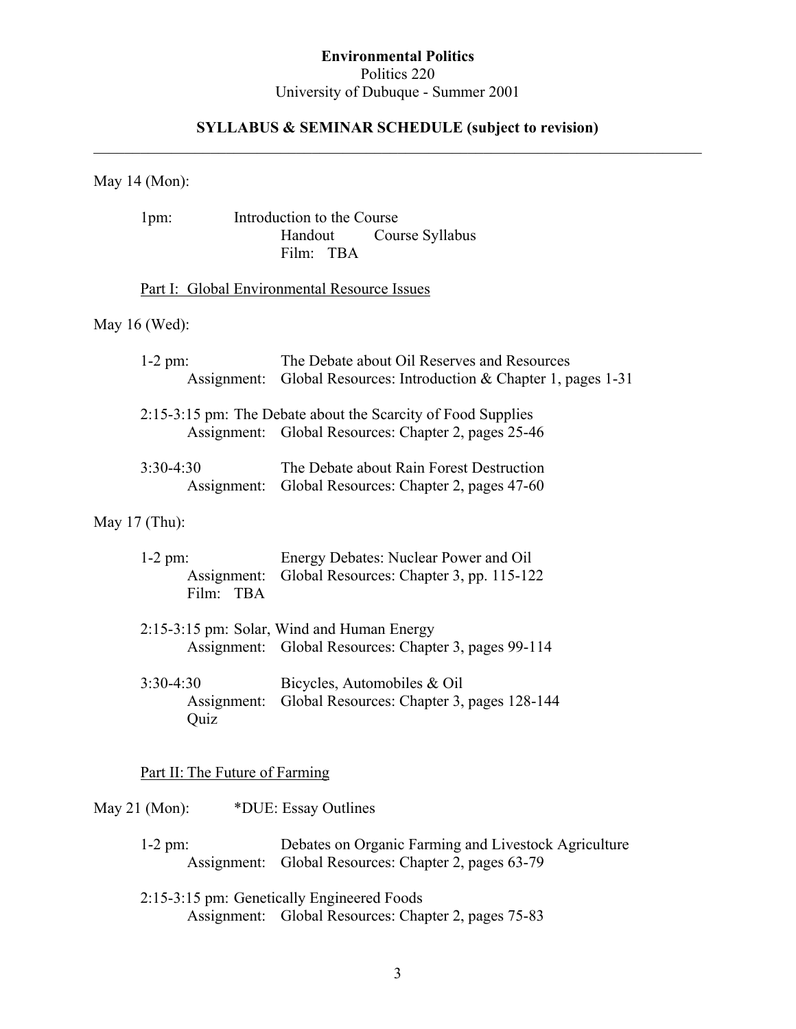**Environmental Politics**
Politics 220
University of Dubuque - Summer 2001

**SYLLABUS & SEMINAR SCHEDULE (subject to revision)**

---

May 14 (Mon):

1pm: Introduction to the Course
Handout Course Syllabus
Film: TBA

Part I: Global Environmental Resource Issues

May 16 (Wed):

1-2 pm: The Debate about Oil Reserves and Resources
Assignment: Global Resources: Introduction & Chapter 1, pages 1-31

2:15-3:15 pm: The Debate about the Scarcity of Food Supplies
Assignment: Global Resources: Chapter 2, pages 25-46

3:30-4:30 The Debate about Rain Forest Destruction
Assignment: Global Resources: Chapter 2, pages 47-60

May 17 (Thu):

1-2 pm: Energy Debates: Nuclear Power and Oil
Assignment: Global Resources: Chapter 3, pp. 115-122
Film: TBA

2:15-3:15 pm: Solar, Wind and Human Energy
Assignment: Global Resources: Chapter 3, pages 99-114

3:30-4:30 Bicycles, Automobiles & Oil
Assignment: Global Resources: Chapter 3, pages 128-144
Quiz

Part II: The Future of Farming

May 21 (Mon): *DUE: Essay Outlines

1-2 pm: Debates on Organic Farming and Livestock Agriculture
Assignment: Global Resources: Chapter 2, pages 63-79

2:15-3:15 pm: Genetically Engineered Foods
Assignment: Global Resources: Chapter 2, pages 75-83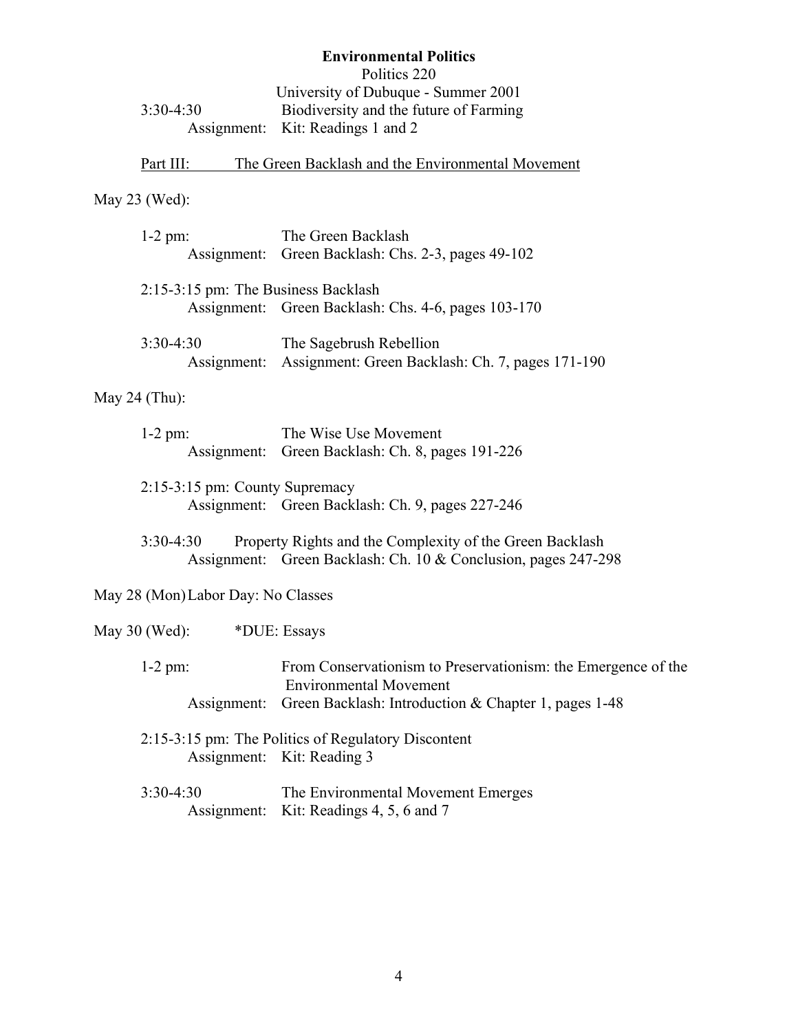**Environmental Politics**

Politics 220

University of Dubuque - Summer 2001

3:30-4:30 Biodiversity and the future of Farming
Assignment: Kit: Readings 1 and 2

Part III: The Green Backlash and the Environmental Movement

May 23 (Wed):

1-2 pm: The Green Backlash
Assignment: Green Backlash: Chs. 2-3, pages 49-102

2:15-3:15 pm: The Business Backlash
Assignment: Green Backlash: Chs. 4-6, pages 103-170

3:30-4:30 The Sagebrush Rebellion
Assignment: Assignment: Green Backlash: Ch. 7, pages 171-190

May 24 (Thu):

1-2 pm: The Wise Use Movement
Assignment: Green Backlash: Ch. 8, pages 191-226

2:15-3:15 pm: County Supremacy
Assignment: Green Backlash: Ch. 9, pages 227-246

3:30-4:30 Property Rights and the Complexity of the Green Backlash
Assignment: Green Backlash: Ch. 10 & Conclusion, pages 247-298

May 28 (Mon) Labor Day: No Classes

May 30 (Wed): *DUE: Essays

1-2 pm: From Conservationism to Preservationism: the Emergence of the Environmental Movement
Assignment: Green Backlash: Introduction & Chapter 1, pages 1-48

2:15-3:15 pm: The Politics of Regulatory Discontent
Assignment: Kit: Reading 3

3:30-4:30 The Environmental Movement Emerges
Assignment: Kit: Readings 4, 5, 6 and 7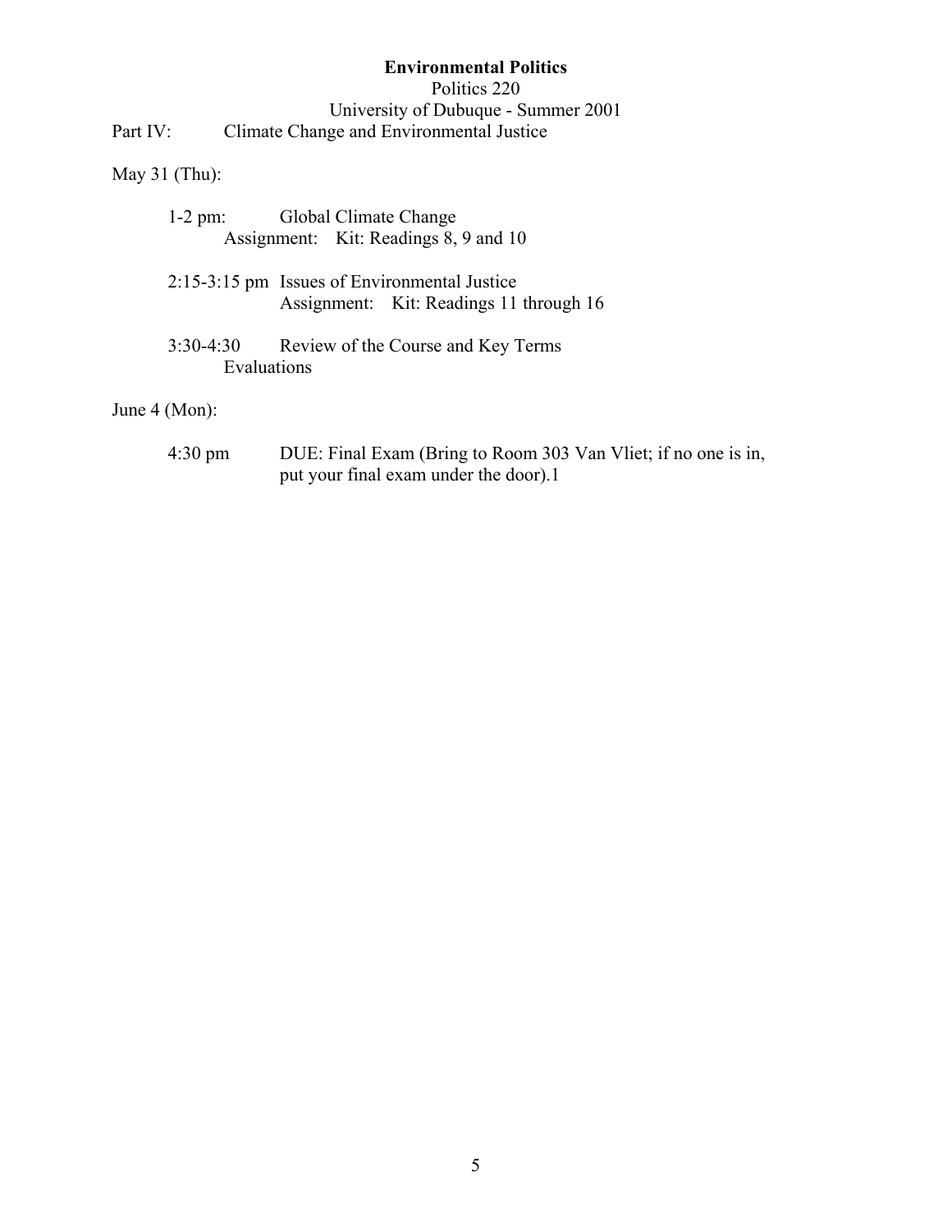**Environmental Politics**

Politics 220

University of Dubuque - Summer 2001

Part IV: Climate Change and Environmental Justice

May 31 (Thu):

1-2 pm: Global Climate Change
Assignment: Kit: Readings 8, 9 and 10

2:15-3:15 pm Issues of Environmental Justice
Assignment: Kit: Readings 11 through 16

3:30-4:30 Review of the Course and Key Terms
Evaluations

June 4 (Mon):

4:30 pm DUE: Final Exam (Bring to Room 303 Van Vliet; if no one is in, put your final exam under the door).1